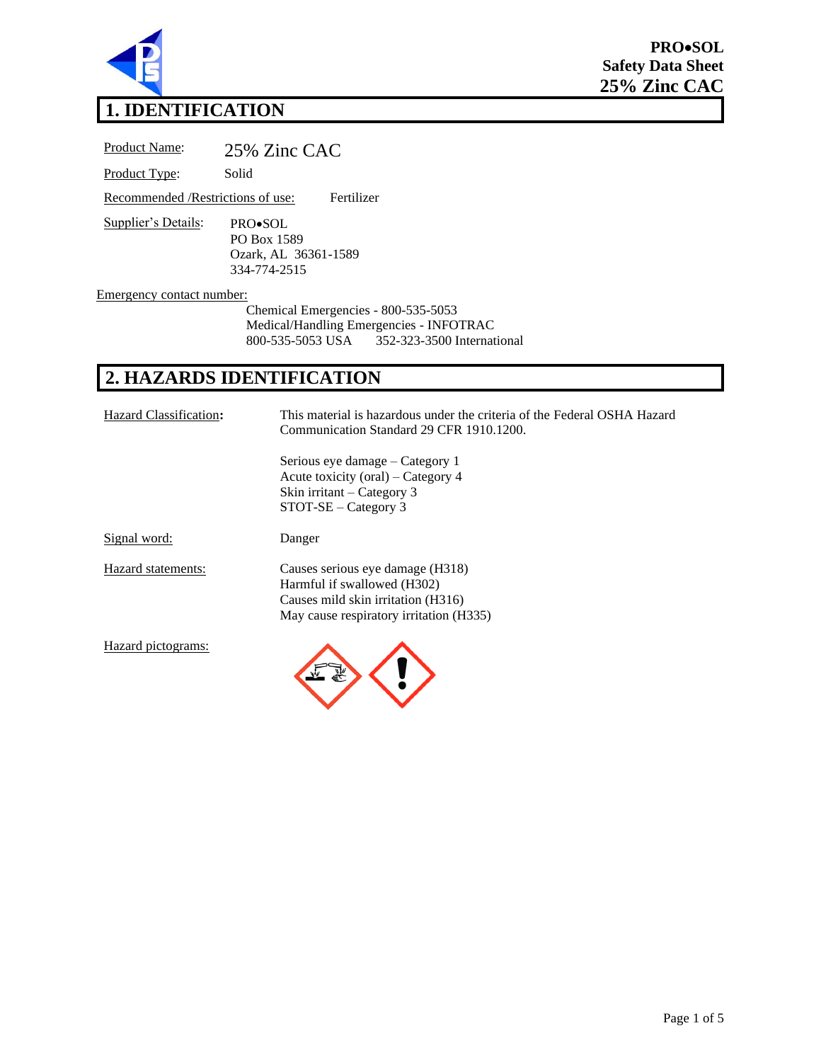**PRO•SOL**
**Safety Data Sheet**
**25% Zinc CAC**

# 1. IDENTIFICATION

Product Name: 25% Zinc CAC

Product Type: Solid

Recommended /Restrictions of use: Fertilizer

Supplier's Details:
PRO•SOL
PO Box 1589
Ozark, AL 36361-1589
334-774-2515

Emergency contact number:
Chemical Emergencies - 800-535-5053
Medical/Handling Emergencies - INFOTRAC
800-535-5053 USA 352-323-3500 International

# 2. HAZARDS IDENTIFICATION

Hazard Classification**:** This material is hazardous under the criteria of the Federal OSHA Hazard Communication Standard 29 CFR 1910.1200.

Serious eye damage – Category 1
Acute toxicity (oral) – Category 4
Skin irritant – Category 3
STOT-SE – Category 3

Signal word: Danger

Hazard statements:
Causes serious eye damage (H318)
Harmful if swallowed (H302)
Causes mild skin irritation (H316)
May cause respiratory irritation (H335)

Hazard pictograms: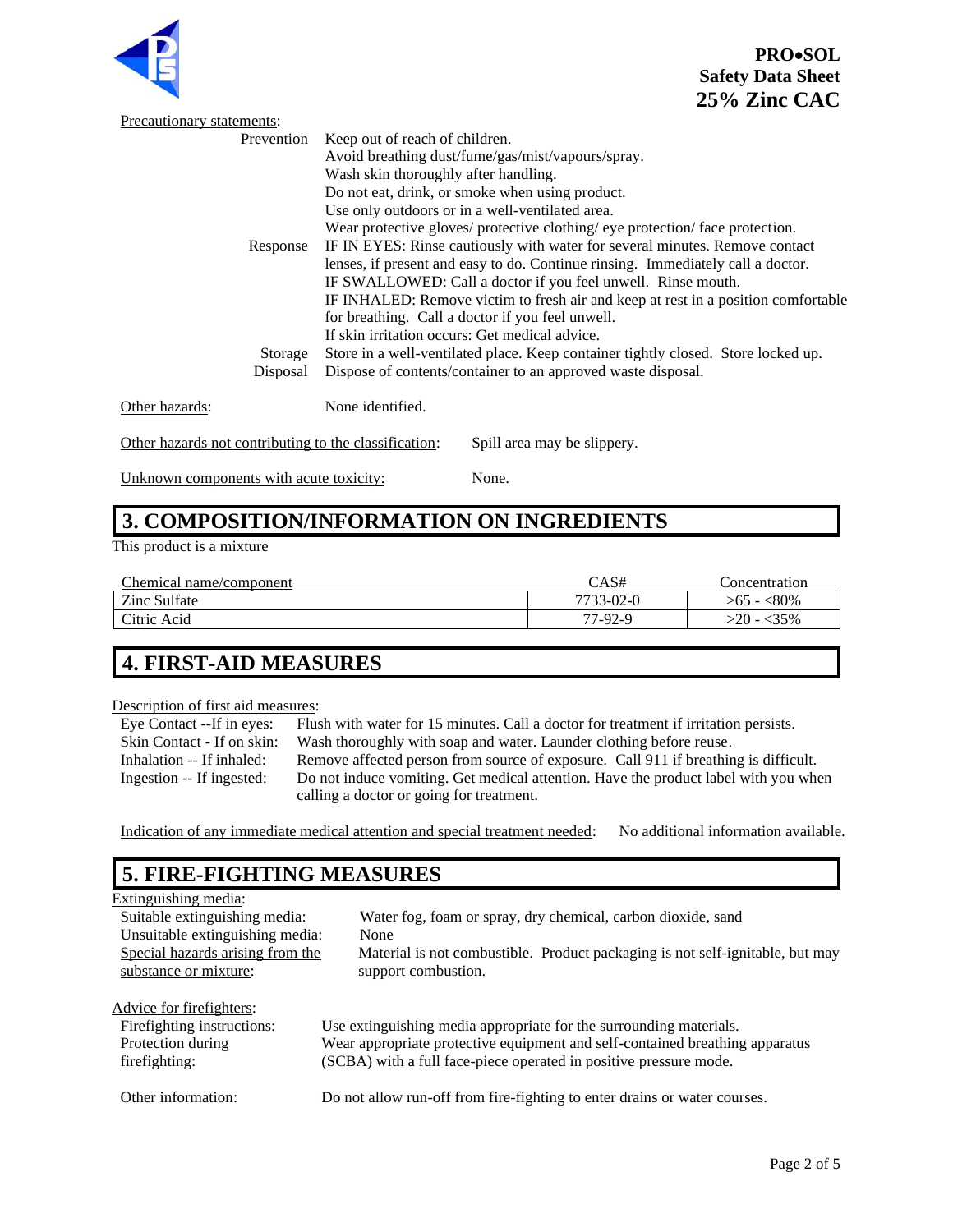Precautionary statements:

| | |
|---|---|
| Prevention | Keep out of reach of children.<br>Avoid breathing dust/fume/gas/mist/vapours/spray.<br>Wash skin thoroughly after handling.<br>Do not eat, drink, or smoke when using product.<br>Use only outdoors or in a well-ventilated area.<br>Wear protective gloves/ protective clothing/ eye protection/ face protection. |
| Response | IF IN EYES: Rinse cautiously with water for several minutes. Remove contact lenses, if present and easy to do. Continue rinsing. Immediately call a doctor.<br>IF SWALLOWED: Call a doctor if you feel unwell. Rinse mouth.<br>IF INHALED: Remove victim to fresh air and keep at rest in a position comfortable for breathing. Call a doctor if you feel unwell.<br>If skin irritation occurs: Get medical advice. |
| Storage | Store in a well-ventilated place. Keep container tightly closed. Store locked up. |
| Disposal | Dispose of contents/container to an approved waste disposal. |

Other hazards: None identified.

Other hazards not contributing to the classification: Spill area may be slippery.

Unknown components with acute toxicity: None.

# 3. COMPOSITION/INFORMATION ON INGREDIENTS

This product is a mixture

| Chemical name/component | CAS# | Concentration |
|---|---|---|
| Zinc Sulfate | 7733-02-0 | >65 - <80% |
| Citric Acid | 77-92-9 | >20 - <35% |

# 4. FIRST-AID MEASURES

Description of first aid measures:

| | |
|---|---|
| Eye Contact --If in eyes: | Flush with water for 15 minutes. Call a doctor for treatment if irritation persists. |
| Skin Contact - If on skin: | Wash thoroughly with soap and water. Launder clothing before reuse. |
| Inhalation -- If inhaled: | Remove affected person from source of exposure. Call 911 if breathing is difficult. |
| Ingestion -- If ingested: | Do not induce vomiting. Get medical attention. Have the product label with you when calling a doctor or going for treatment. |

Indication of any immediate medical attention and special treatment needed: No additional information available.

# 5. FIRE-FIGHTING MEASURES

Extinguishing media:

| | |
|---|---|
| Suitable extinguishing media: | Water fog, foam or spray, dry chemical, carbon dioxide, sand |
| Unsuitable extinguishing media: | None |
| Special hazards arising from the substance or mixture: | Material is not combustible. Product packaging is not self-ignitable, but may support combustion. |

Advice for firefighters:

| | |
|---|---|
| Firefighting instructions: | Use extinguishing media appropriate for the surrounding materials. |
| Protection during firefighting: | Wear appropriate protective equipment and self-contained breathing apparatus (SCBA) with a full face-piece operated in positive pressure mode. |
| Other information: | Do not allow run-off from fire-fighting to enter drains or water courses. |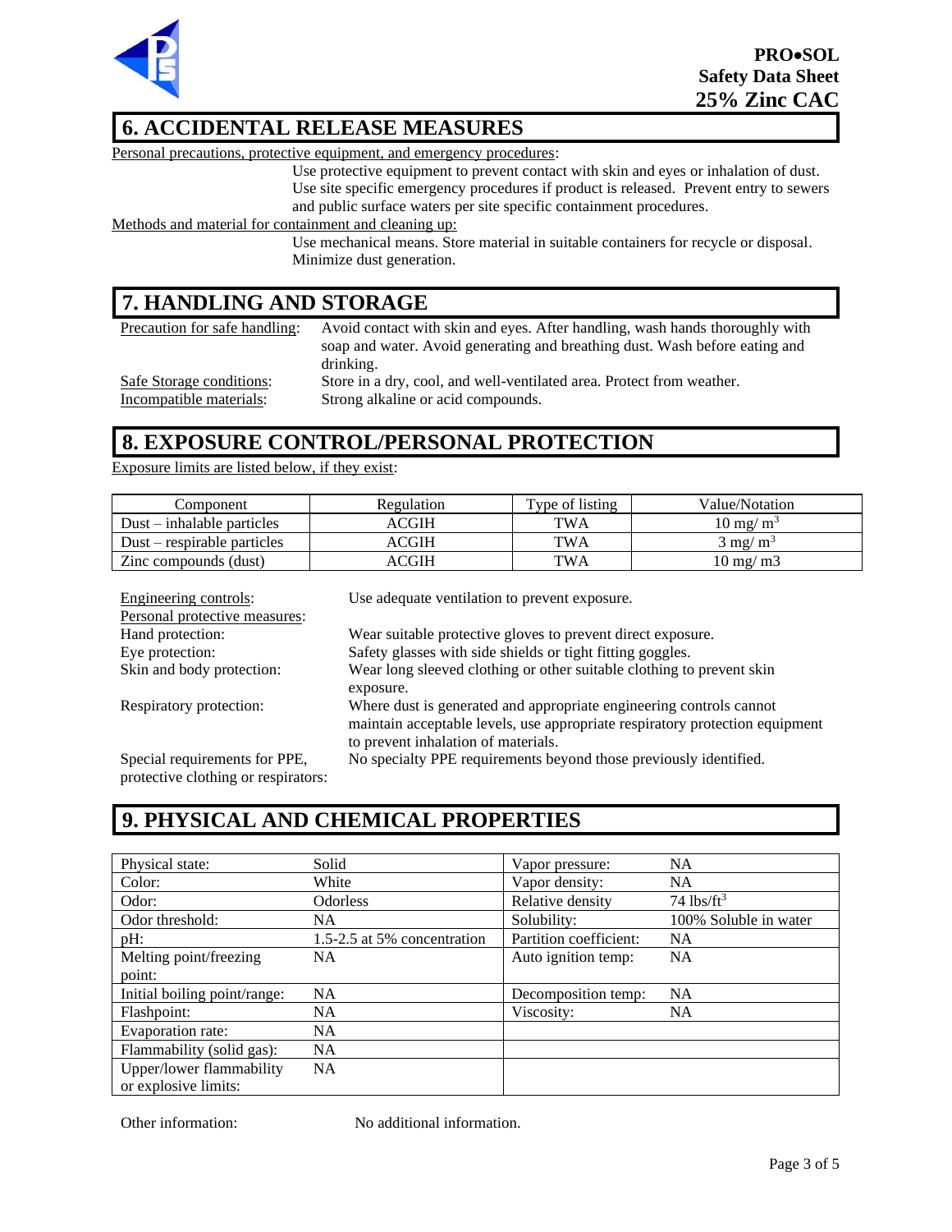## 6. ACCIDENTAL RELEASE MEASURES

Personal precautions, protective equipment, and emergency procedures:

Use protective equipment to prevent contact with skin and eyes or inhalation of dust. Use site specific emergency procedures if product is released. Prevent entry to sewers and public surface waters per site specific containment procedures.

Methods and material for containment and cleaning up:

Use mechanical means. Store material in suitable containers for recycle or disposal. Minimize dust generation.

## 7. HANDLING AND STORAGE

Precaution for safe handling: Avoid contact with skin and eyes. After handling, wash hands thoroughly with soap and water. Avoid generating and breathing dust. Wash before eating and drinking.

Safe Storage conditions: Store in a dry, cool, and well-ventilated area. Protect from weather.

Incompatible materials: Strong alkaline or acid compounds.

## 8. EXPOSURE CONTROL/PERSONAL PROTECTION

Exposure limits are listed below, if they exist:

| Component | Regulation | Type of listing | Value/Notation |
|---|---|---|---|
| Dust – inhalable particles | ACGIH | TWA | 10 mg/ $m^3$ |
| Dust – respirable particles | ACGIH | TWA | 3 mg/ $m^3$ |
| Zinc compounds (dust) | ACGIH | TWA | 10 mg/ m3 |

Engineering controls: Use adequate ventilation to prevent exposure.

Personal protective measures:

Hand protection: Wear suitable protective gloves to prevent direct exposure.

Eye protection: Safety glasses with side shields or tight fitting goggles.

Skin and body protection: Wear long sleeved clothing or other suitable clothing to prevent skin exposure.

Respiratory protection: Where dust is generated and appropriate engineering controls cannot maintain acceptable levels, use appropriate respiratory protection equipment to prevent inhalation of materials.

Special requirements for PPE, protective clothing or respirators: No specialty PPE requirements beyond those previously identified.

## 9. PHYSICAL AND CHEMICAL PROPERTIES

| | | | |
|---|---|---|---|
| Physical state: | Solid | Vapor pressure: | NA |
| Color: | White | Vapor density: | NA |
| Odor: | Odorless | Relative density | 74 lbs/$ft^3$ |
| Odor threshold: | NA | Solubility: | 100% Soluble in water |
| pH: | 1.5-2.5 at 5% concentration | Partition coefficient: | NA |
| Melting point/freezing point: | NA | Auto ignition temp: | NA |
| Initial boiling point/range: | NA | Decomposition temp: | NA |
| Flashpoint: | NA | Viscosity: | NA |
| Evaporation rate: | NA | | |
| Flammability (solid gas): | NA | | |
| Upper/lower flammability or explosive limits: | NA | | |

Other information: No additional information.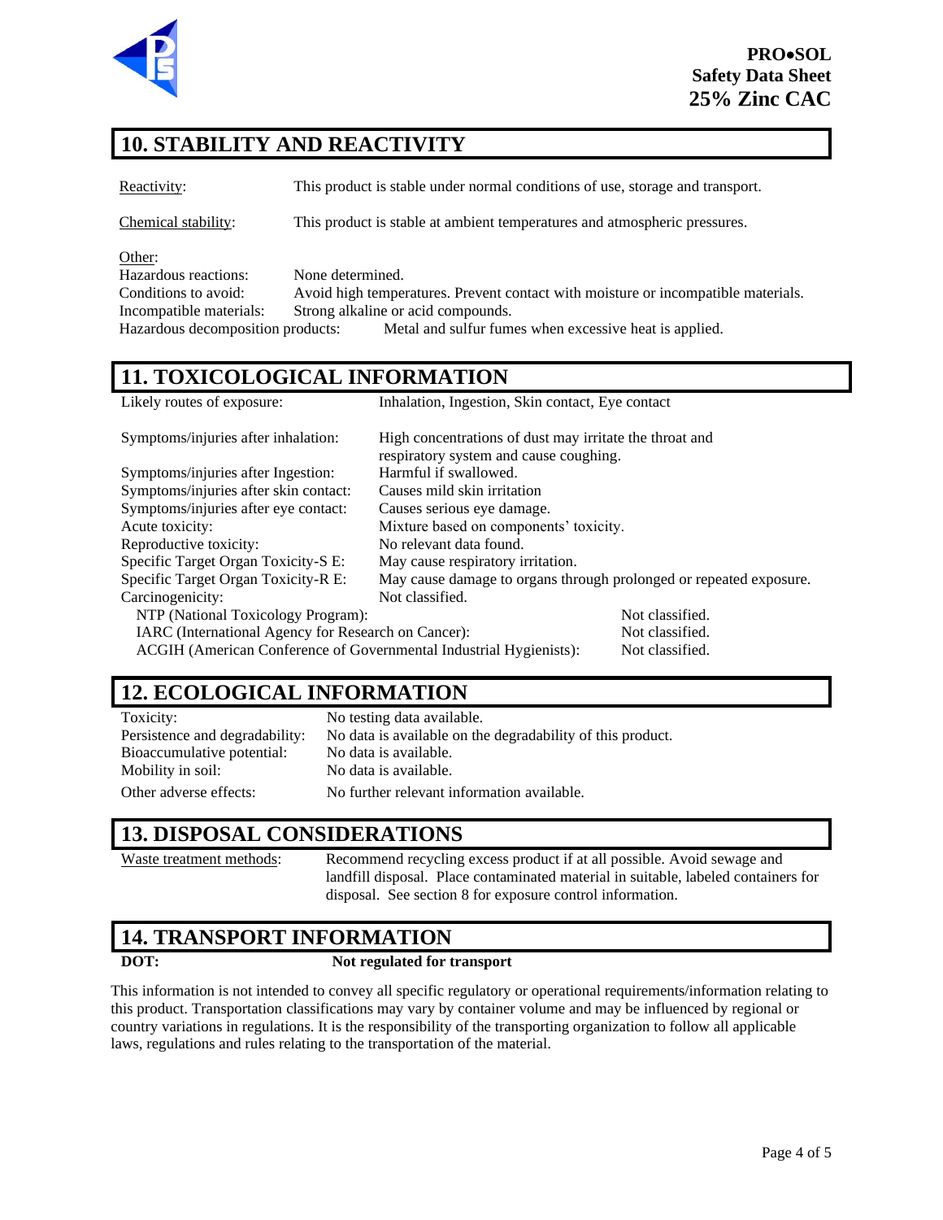## 10. STABILITY AND REACTIVITY

Reactivity: This product is stable under normal conditions of use, storage and transport.

Chemical stability: This product is stable at ambient temperatures and atmospheric pressures.

Other:

Hazardous reactions: None determined.
Conditions to avoid: Avoid high temperatures. Prevent contact with moisture or incompatible materials.
Incompatible materials: Strong alkaline or acid compounds.
Hazardous decomposition products: Metal and sulfur fumes when excessive heat is applied.

## 11. TOXICOLOGICAL INFORMATION

Likely routes of exposure: Inhalation, Ingestion, Skin contact, Eye contact

Symptoms/injuries after inhalation: High concentrations of dust may irritate the throat and respiratory system and cause coughing.
Symptoms/injuries after Ingestion: Harmful if swallowed.
Symptoms/injuries after skin contact: Causes mild skin irritation
Symptoms/injuries after eye contact: Causes serious eye damage.
Acute toxicity: Mixture based on components' toxicity.
Reproductive toxicity: No relevant data found.
Specific Target Organ Toxicity-S E: May cause respiratory irritation.
Specific Target Organ Toxicity-R E: May cause damage to organs through prolonged or repeated exposure.
Carcinogenicity: Not classified.
NTP (National Toxicology Program): Not classified.
IARC (International Agency for Research on Cancer): Not classified.
ACGIH (American Conference of Governmental Industrial Hygienists): Not classified.

## 12. ECOLOGICAL INFORMATION

Toxicity: No testing data available.
Persistence and degradability: No data is available on the degradability of this product.
Bioaccumulative potential: No data is available.
Mobility in soil: No data is available.
Other adverse effects: No further relevant information available.

## 13. DISPOSAL CONSIDERATIONS

Waste treatment methods: Recommend recycling excess product if at all possible. Avoid sewage and landfill disposal. Place contaminated material in suitable, labeled containers for disposal. See section 8 for exposure control information.

## 14. TRANSPORT INFORMATION

**DOT:** **Not regulated for transport**

This information is not intended to convey all specific regulatory or operational requirements/information relating to this product. Transportation classifications may vary by container volume and may be influenced by regional or country variations in regulations. It is the responsibility of the transporting organization to follow all applicable laws, regulations and rules relating to the transportation of the material.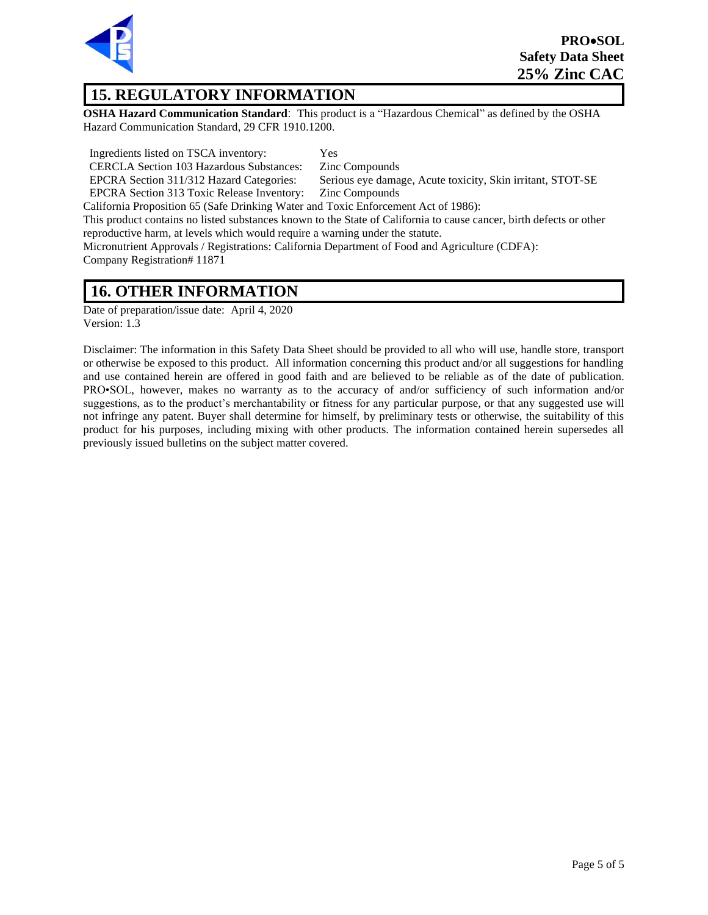## 15. REGULATORY INFORMATION

**OSHA Hazard Communication Standard**: This product is a "Hazardous Chemical" as defined by the OSHA Hazard Communication Standard, 29 CFR 1910.1200.

| | |
|---|---|
| Ingredients listed on TSCA inventory: | Yes |
| CERCLA Section 103 Hazardous Substances: | Zinc Compounds |
| EPCRA Section 311/312 Hazard Categories: | Serious eye damage, Acute toxicity, Skin irritant, STOT-SE |
| EPCRA Section 313 Toxic Release Inventory: | Zinc Compounds |

California Proposition 65 (Safe Drinking Water and Toxic Enforcement Act of 1986):
This product contains no listed substances known to the State of California to cause cancer, birth defects or other reproductive harm, at levels which would require a warning under the statute.
Micronutrient Approvals / Registrations: California Department of Food and Agriculture (CDFA):
Company Registration# 11871

## 16. OTHER INFORMATION

Date of preparation/issue date: April 4, 2020
Version: 1.3

Disclaimer: The information in this Safety Data Sheet should be provided to all who will use, handle store, transport or otherwise be exposed to this product. All information concerning this product and/or all suggestions for handling and use contained herein are offered in good faith and are believed to be reliable as of the date of publication. PRO•SOL, however, makes no warranty as to the accuracy of and/or sufficiency of such information and/or suggestions, as to the product's merchantability or fitness for any particular purpose, or that any suggested use will not infringe any patent. Buyer shall determine for himself, by preliminary tests or otherwise, the suitability of this product for his purposes, including mixing with other products. The information contained herein supersedes all previously issued bulletins on the subject matter covered.